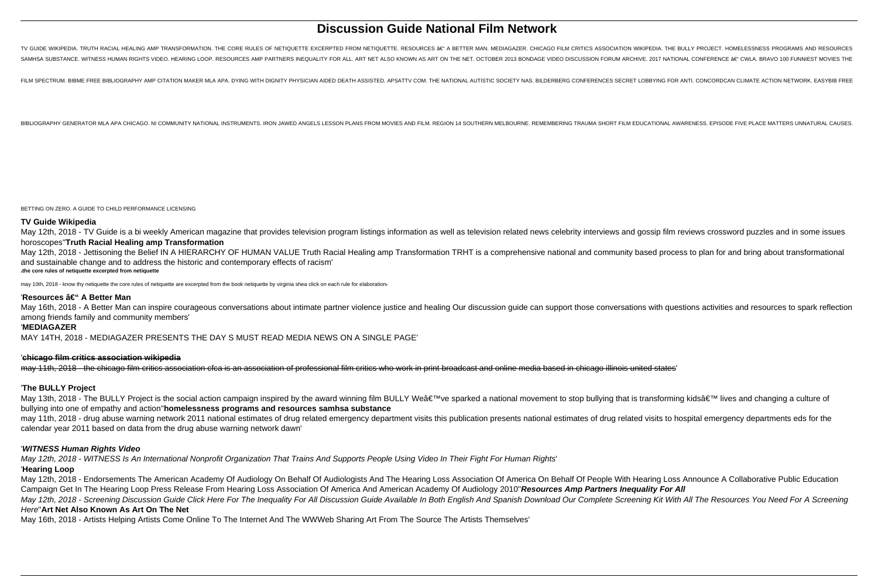# Discussion Guide National Film Network

TV GUIDE WIKIPEDIA. TRUTH RACIAL HEALING AMP TRANSFORMATION. THE CORE RULES OF NETIQUETTE EXCERPTED FROM NETIQUETTE. RESOURCES â€" A BETTER MAN. MEDIAGAZER. CHICAGO FILM CRITICS ASSOCIATION WIKIPEDIA. THE BULLY PROJECT. HOMELESSNESS PROGRAMS AND RESOURCES SAMHSA SUBSTANCE. WITNESS HUMAN RIGHTS VIDEO. HEARING LOOP. RESOURCES AMP PARTNERS INEQUALITY FOR ALL. ART NET ALSO KNOWN AS ART ON THE NET. OCTOBER 2013 BONDAGE VIDEO DISCUSSION FORUM ARCHIVE. 2017 NATIONAL CONFERENCE â€" CWLA. BRAVO 100 FUNNIEST MOVIES THE FILM SPECTRUM. BIBME FREE BIBLIOGRAPHY AMP CITATION MAKER MLA APA. DYING WITH DIGNITY PHYSICIAN AIDED DEATH ASSISTED. APSATTV COM. THE NATIONAL AUTISTIC SOCIETY NAS. BILDERBERG CONFERENCES SECRET LOBBYING FOR ANTI. CONCORDCAN CLIMATE ACTION NETWORK. EASYBIB FREE BIBLIOGRAPHY GENERATOR MLA APA CHICAGO. NI COMMUNITY NATIONAL INSTRUMENTS. IRON JAWED ANGELS LESSON PLANS FROM MOVIES AND FILM. REGION 14 SOUTHERN MELBOURNE. REMEMBERING TRAUMA SHORT FILM EDUCATIONAL AWARENESS. EPISODE FIVE PLACE MATTERS UNNATURAL CAUSES. BETTING ON ZERO. A GUIDE TO CHILD PERFORMANCE LICENSING

**TV Guide Wikipedia**

May 12th, 2018 - TV Guide is a bi weekly American magazine that provides television program listings information as well as television related news celebrity interviews and gossip film reviews crossword puzzles and in some issues horoscopes''**Truth Racial Healing amp Transformation**

May 12th, 2018 - Jettisoning the Belief IN A HIERARCHY OF HUMAN VALUE Truth Racial Healing amp Transformation TRHT is a comprehensive national and community based process to plan for and bring about transformational and sustainable change and to address the historic and contemporary effects of racism'

'**the core rules of netiquette excerpted from netiquette**

may 10th, 2018 - know thy netiquette the core rules of netiquette are excerpted from the book netiquette by virginia shea click on each rule for elaboration'

'**Resources â€" A Better Man**

May 16th, 2018 - A Better Man can inspire courageous conversations about intimate partner violence justice and healing Our discussion guide can support those conversations with questions activities and resources to spark reflection among friends family and community members'

'**MEDIAGAZER**

MAY 14TH, 2018 - MEDIAGAZER PRESENTS THE DAY S MUST READ MEDIA NEWS ON A SINGLE PAGE'

'**chicago film critics association wikipedia**

may 11th, 2018 - the chicago film critics association cfca is an association of professional film critics who work in print broadcast and online media based in chicago illinois united states'

'**The BULLY Project**

May 13th, 2018 - The BULLY Project is the social action campaign inspired by the award winning film BULLY Weâ€™ve sparked a national movement to stop bullying that is transforming kidsâ€™ lives and changing a culture of bullying into one of empathy and action''**homelessness programs and resources samhsa substance**

may 11th, 2018 - drug abuse warning network 2011 national estimates of drug related emergency department visits this publication presents national estimates of drug related visits to hospital emergency departments eds for the calendar year 2011 based on data from the drug abuse warning network dawn'

'***WITNESS Human Rights Video***

*May 12th, 2018 - WITNESS Is An International Nonprofit Organization That Trains And Supports People Using Video In Their Fight For Human Rights'*

'**Hearing Loop**

May 12th, 2018 - Endorsements The American Academy Of Audiology On Behalf Of Audiologists And The Hearing Loss Association Of America On Behalf Of People With Hearing Loss Announce A Collaborative Public Education Campaign Get In The Hearing Loop Press Release From Hearing Loss Association Of America And American Academy Of Audiology 2010''***Resources Amp Partners Inequality For All***

*May 12th, 2018 - Screening Discussion Guide Click Here For The Inequality For All Discussion Guide Available In Both English And Spanish Download Our Complete Screening Kit With All The Resources You Need For A Screening Here''***Art Net Also Known As Art On The Net**

May 16th, 2018 - Artists Helping Artists Come Online To The Internet And The WWWeb Sharing Art From The Source The Artists Themselves'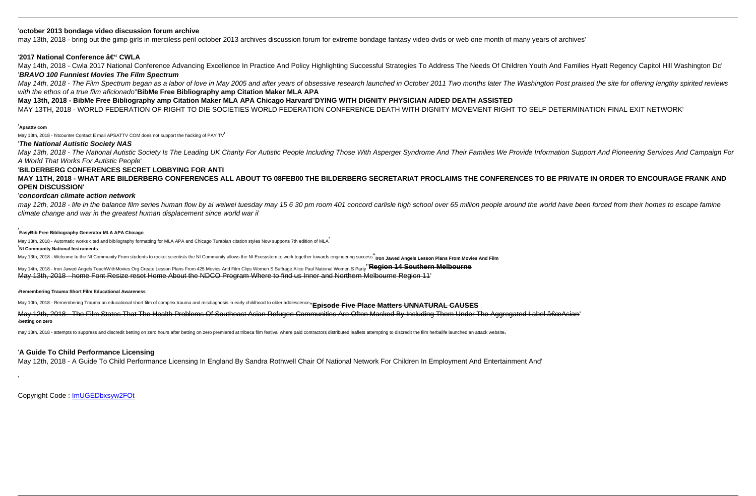'**october 2013 bondage video discussion forum archive**

may 13th, 2018 - bring out the gimp girls in merciless peril october 2013 archives discussion forum for extreme bondage fantasy video dvds or web one month of many years of archives'

'**2017 National Conference â€“ CWLA**

May 14th, 2018 - Cwla 2017 National Conference Advancing Excellence In Practice And Policy Highlighting Successful Strategies To Address The Needs Of Children Youth And Families Hyatt Regency Capitol Hill Washington Dc'

'***BRAVO 100 Funniest Movies The Film Spectrum***

*May 14th, 2018 - The Film Spectrum began as a labor of love in May 2005 and after years of obsessive research launched in October 2011 Two months later The Washington Post praised the site for offering lengthy spirited reviews with the ethos of a true film aficionado*''**BibMe Free Bibliography amp Citation Maker MLA APA**

**May 13th, 2018 - BibMe Free Bibliography amp Citation Maker MLA APA Chicago Harvard**''**DYING WITH DIGNITY PHYSICIAN AIDED DEATH ASSISTED**

MAY 13TH, 2018 - WORLD FEDERATION OF RIGHT TO DIE SOCIETIES WORLD FEDERATION CONFERENCE DEATH WITH DIGNITY MOVEMENT RIGHT TO SELF DETERMINATION FINAL EXIT NETWORK'

'**Apsattv com**

May 13th, 2018 - hitcounter Contact E mail APSATTV COM does not support the hacking of PAY TV'

'***The National Autistic Society NAS***

*May 13th, 2018 - The National Autistic Society Is The Leading UK Charity For Autistic People Including Those With Asperger Syndrome And Their Families We Provide Information Support And Pioneering Services And Campaign For A World That Works For Autistic People*'

'**BILDERBERG CONFERENCES SECRET LOBBYING FOR ANTI**

**MAY 11TH, 2018 - WHAT ARE BILDERBERG CONFERENCES ALL ABOUT TG 08FEB00 THE BILDERBERG SECRETARIAT PROCLAIMS THE CONFERENCES TO BE PRIVATE IN ORDER TO ENCOURAGE FRANK AND OPEN DISCUSSION**'

'***concordcan climate action network***

*may 12th, 2018 - life in the balance film series human flow by ai weiwei tuesday may 15 6 30 pm room 401 concord carlisle high school over 65 million people around the world have been forced from their homes to escape famine climate change and war in the greatest human displacement since world war ii*'

'**EasyBib Free Bibliography Generator MLA APA Chicago**

May 13th, 2018 - Automatic works cited and bibliography formatting for MLA APA and Chicago Turabian citation styles Now supports 7th edition of MLA'

'**NI Community National Instruments**

May 13th, 2018 - Welcome to the NI Community From students to rocket scientists the NI Community allows the NI Ecosystem to work together towards engineering success''**Iron Jawed Angels Lesson Plans From Movies And Film**

May 14th, 2018 - Iron Jawed Angels TeachWithMovies Org Create Lesson Plans From 425 Movies And Film Clips Women S Suffrage Alice Paul National Women S Party''**Region 14 Southern Melbourne**

May 13th, 2018 - home Font Resize reset Home About the NDCO Program Where to find us Inner and Northern Melbourne Region 11'

'**Remembering Trauma Short Film Educational Awareness**

May 10th, 2018 - Remembering Trauma an educational short film of complex trauma and misdiagnosis in early childhood to older adolescence''**Episode Five Place Matters UNNATURAL CAUSES**

May 12th, 2018 - The Film States That The Health Problems Of Southeast Asian Refugee Communities Are Often Masked By Including Them Under The Aggregated Label â€œAsian'

'**betting on zero**

may 13th, 2018 - attempts to suppress and discredit betting on zero hours after betting on zero premiered at tribeca film festival where paid contractors distributed leaflets attempting to discredit the film herbalife launched an attack website'

'**A Guide To Child Performance Licensing**

May 12th, 2018 - A Guide To Child Performance Licensing In England By Sandra Rothwell Chair Of National Network For Children In Employment And Entertainment And'

'

Copyright Code : ImUGEDbxsyw2FOt